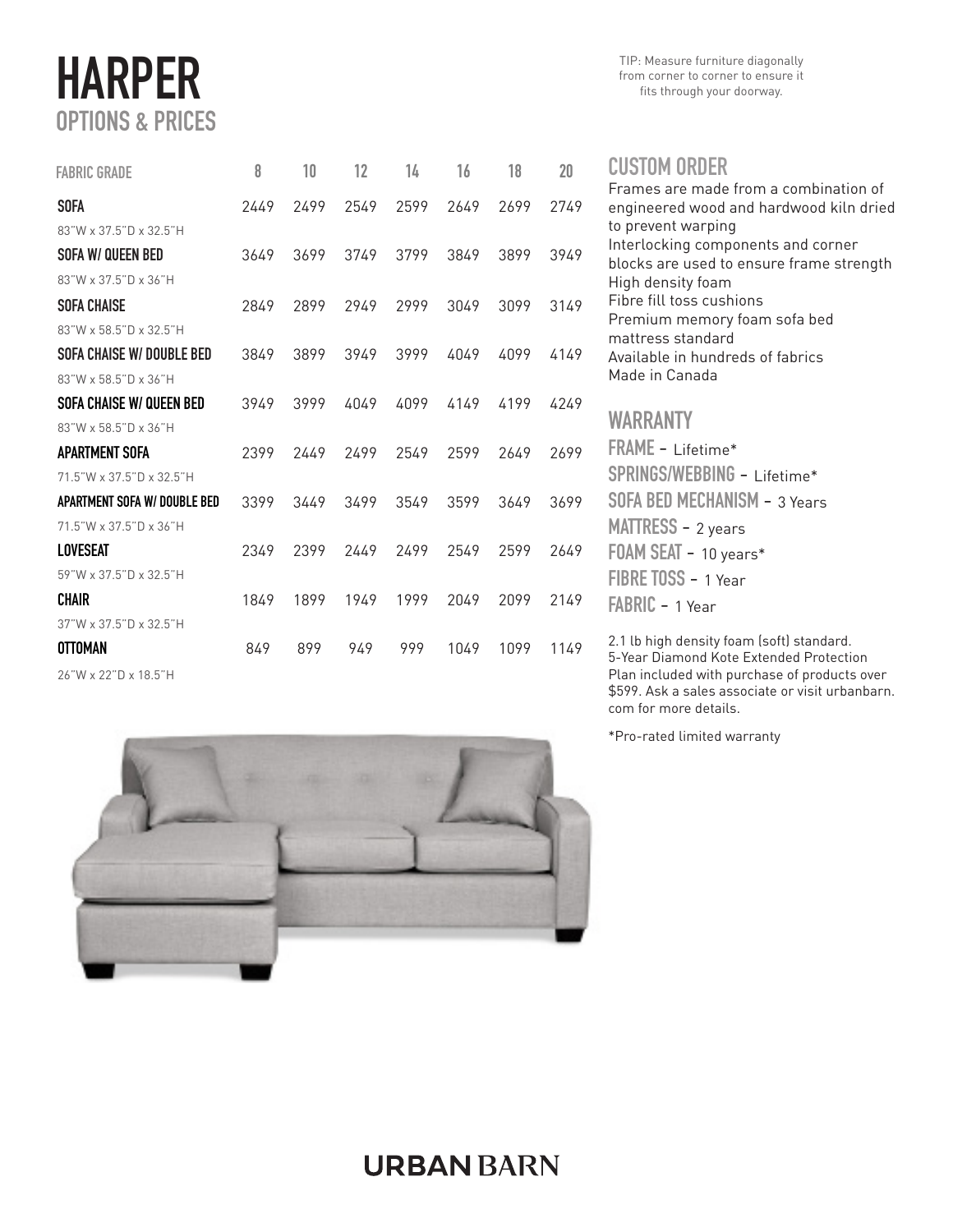# HARPER

## OPTIONS & PRICES

TIP: Measure furniture diagonally from corner to corner to ensure it fits through your doorway.

| FABRIC GRADE | 8 | 10 | 12 | 14 | 16 | 18 | 20 |
|---|---|---|---|---|---|---|---|
| **SOFA**<br>83"W x 37.5"D x 32.5"H | 2449 | 2499 | 2549 | 2599 | 2649 | 2699 | 2749 |
| **SOFA W/ QUEEN BED**<br>83"W x 37.5"D x 36"H | 3649 | 3699 | 3749 | 3799 | 3849 | 3899 | 3949 |
| **SOFA CHAISE**<br>83"W x 58.5"D x 32.5"H | 2849 | 2899 | 2949 | 2999 | 3049 | 3099 | 3149 |
| **SOFA CHAISE W/ DOUBLE BED**<br>83"W x 58.5"D x 36"H | 3849 | 3899 | 3949 | 3999 | 4049 | 4099 | 4149 |
| **SOFA CHAISE W/ QUEEN BED**<br>83"W x 58.5"D x 36"H | 3949 | 3999 | 4049 | 4099 | 4149 | 4199 | 4249 |
| **APARTMENT SOFA**<br>71.5"W x 37.5"D x 32.5"H | 2399 | 2449 | 2499 | 2549 | 2599 | 2649 | 2699 |
| **APARTMENT SOFA W/ DOUBLE BED**<br>71.5"W x 37.5"D x 36"H | 3399 | 3449 | 3499 | 3549 | 3599 | 3649 | 3699 |
| **LOVESEAT**<br>59"W x 37.5"D x 32.5"H | 2349 | 2399 | 2449 | 2499 | 2549 | 2599 | 2649 |
| **CHAIR**<br>37"W x 37.5"D x 32.5"H | 1849 | 1899 | 1949 | 1999 | 2049 | 2099 | 2149 |
| **OTTOMAN**<br>26"W x 22"D x 18.5"H | 849 | 899 | 949 | 999 | 1049 | 1099 | 1149 |

## CUSTOM ORDER

Frames are made from a combination of engineered wood and hardwood kiln dried to prevent warping
Interlocking components and corner blocks are used to ensure frame strength
High density foam
Fibre fill toss cushions
Premium memory foam sofa bed mattress standard
Available in hundreds of fabrics
Made in Canada

## WARRANTY

**FRAME** - Lifetime*
**SPRINGS/WEBBING** - Lifetime*
**SOFA BED MECHANISM** - 3 Years
**MATTRESS** - 2 years
**FOAM SEAT** - 10 years*
**FIBRE TOSS** - 1 Year
**FABRIC** - 1 Year

2.1 lb high density foam (soft) standard.
5-Year Diamond Kote Extended Protection Plan included with purchase of products over $599. Ask a sales associate or visit urbanbarn.com for more details.

*Pro-rated limited warranty

URBAN BARN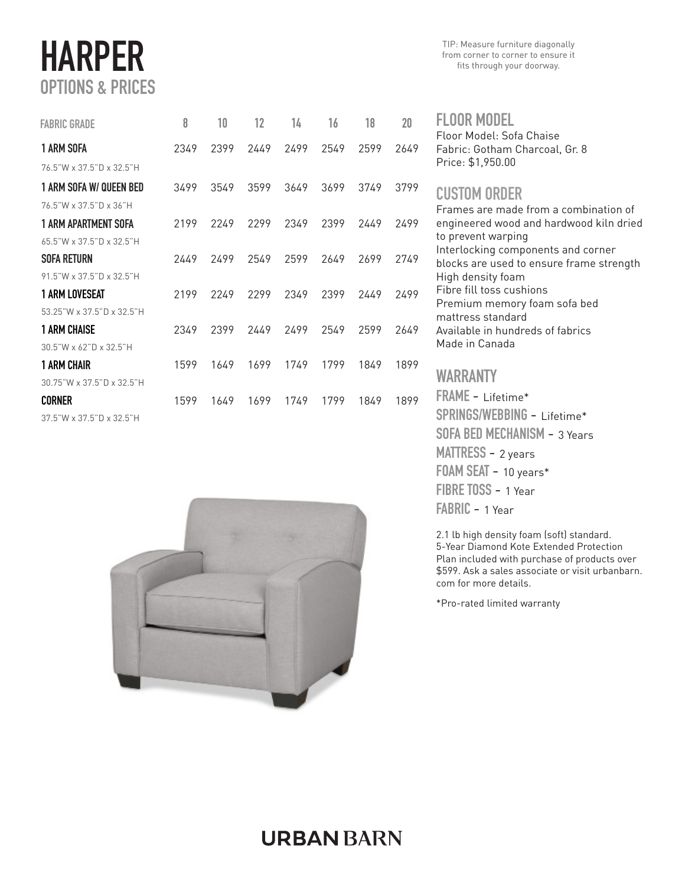# HARPER

## OPTIONS & PRICES

TIP: Measure furniture diagonally from corner to corner to ensure it fits through your doorway.

| FABRIC GRADE | 8 | 10 | 12 | 14 | 16 | 18 | 20 |
|---|---|---|---|---|---|---|---|
| **1 ARM SOFA**<br>76.5"W x 37.5"D x 32.5"H | 2349 | 2399 | 2449 | 2499 | 2549 | 2599 | 2649 |
| **1 ARM SOFA W/ QUEEN BED**<br>76.5"W x 37.5"D x 36"H | 3499 | 3549 | 3599 | 3649 | 3699 | 3749 | 3799 |
| **1 ARM APARTMENT SOFA**<br>65.5"W x 37.5"D x 32.5"H | 2199 | 2249 | 2299 | 2349 | 2399 | 2449 | 2499 |
| **SOFA RETURN**<br>91.5"W x 37.5"D x 32.5"H | 2449 | 2499 | 2549 | 2599 | 2649 | 2699 | 2749 |
| **1 ARM LOVESEAT**<br>53.25"W x 37.5"D x 32.5"H | 2199 | 2249 | 2299 | 2349 | 2399 | 2449 | 2499 |
| **1 ARM CHAISE**<br>30.5"W x 62"D x 32.5"H | 2349 | 2399 | 2449 | 2499 | 2549 | 2599 | 2649 |
| **1 ARM CHAIR**<br>30.75"W x 37.5"D x 32.5"H | 1599 | 1649 | 1699 | 1749 | 1799 | 1849 | 1899 |
| **CORNER**<br>37.5"W x 37.5"D x 32.5"H | 1599 | 1649 | 1699 | 1749 | 1799 | 1849 | 1899 |

## FLOOR MODEL

Floor Model: Sofa Chaise
Fabric: Gotham Charcoal, Gr. 8
Price: $1,950.00

## CUSTOM ORDER

Frames are made from a combination of engineered wood and hardwood kiln dried to prevent warping
Interlocking components and corner blocks are used to ensure frame strength
High density foam
Fibre fill toss cushions
Premium memory foam sofa bed mattress standard
Available in hundreds of fabrics
Made in Canada

## WARRANTY

**FRAME** - Lifetime*
**SPRINGS/WEBBING** - Lifetime*
**SOFA BED MECHANISM** - 3 Years
**MATTRESS** - 2 years
**FOAM SEAT** - 10 years*
**FIBRE TOSS** - 1 Year
**FABRIC** - 1 Year

2.1 lb high density foam (soft) standard. 5-Year Diamond Kote Extended Protection Plan included with purchase of products over $599. Ask a sales associate or visit urbanbarn.com for more details.

*Pro-rated limited warranty

URBAN BARN